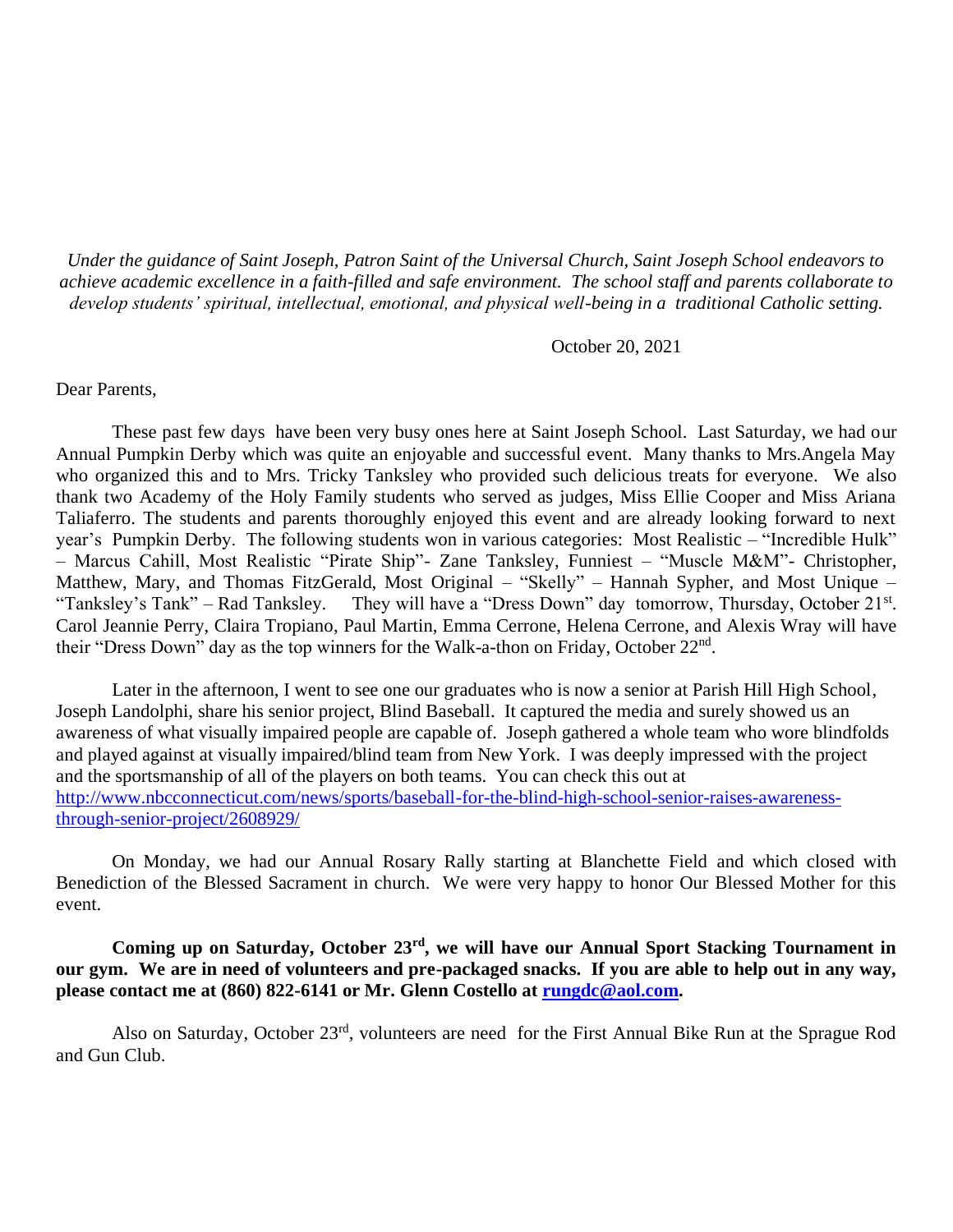*Under the guidance of Saint Joseph, Patron Saint of the Universal Church, Saint Joseph School endeavors to achieve academic excellence in a faith-filled and safe environment. The school staff and parents collaborate to develop students' spiritual, intellectual, emotional, and physical well-being in a traditional Catholic setting.*

October 20, 2021

Dear Parents,

These past few days have been very busy ones here at Saint Joseph School. Last Saturday, we had our Annual Pumpkin Derby which was quite an enjoyable and successful event. Many thanks to Mrs.Angela May who organized this and to Mrs. Tricky Tanksley who provided such delicious treats for everyone. We also thank two Academy of the Holy Family students who served as judges, Miss Ellie Cooper and Miss Ariana Taliaferro. The students and parents thoroughly enjoyed this event and are already looking forward to next year's Pumpkin Derby. The following students won in various categories: Most Realistic – "Incredible Hulk" – Marcus Cahill, Most Realistic "Pirate Ship"- Zane Tanksley, Funniest – "Muscle M&M"- Christopher, Matthew, Mary, and Thomas FitzGerald, Most Original – "Skelly" – Hannah Sypher, and Most Unique – "Tanksley's Tank" – Rad Tanksley. They will have a "Dress Down" day tomorrow, Thursday, October 21st. Carol Jeannie Perry, Claira Tropiano, Paul Martin, Emma Cerrone, Helena Cerrone, and Alexis Wray will have their "Dress Down" day as the top winners for the Walk-a-thon on Friday, October 22nd.

Later in the afternoon, I went to see one our graduates who is now a senior at Parish Hill High School, Joseph Landolphi, share his senior project, Blind Baseball. It captured the media and surely showed us an awareness of what visually impaired people are capable of. Joseph gathered a whole team who wore blindfolds and played against at visually impaired/blind team from New York. I was deeply impressed with the project and the sportsmanship of all of the players on both teams. You can check this out at [http://www.nbcconnecticut.com/news/sports/baseball-for-the-blind-high-school-senior-raises-awareness-through-senior-project/2608929/](http://www.nbcconnecticut.com/news/sports/baseball-for-the-blind-high-school-senior-raises-awareness-through-senior-project/2608929/)

On Monday, we had our Annual Rosary Rally starting at Blanchette Field and which closed with Benediction of the Blessed Sacrament in church. We were very happy to honor Our Blessed Mother for this event.

**Coming up on Saturday, October 23rd, we will have our Annual Sport Stacking Tournament in our gym. We are in need of volunteers and pre-packaged snacks. If you are able to help out in any way, please contact me at (860) 822-6141 or Mr. Glenn Costello at [rungdc@aol.com](mailto:rungdc@aol.com).**

Also on Saturday, October 23rd, volunteers are need for the First Annual Bike Run at the Sprague Rod and Gun Club.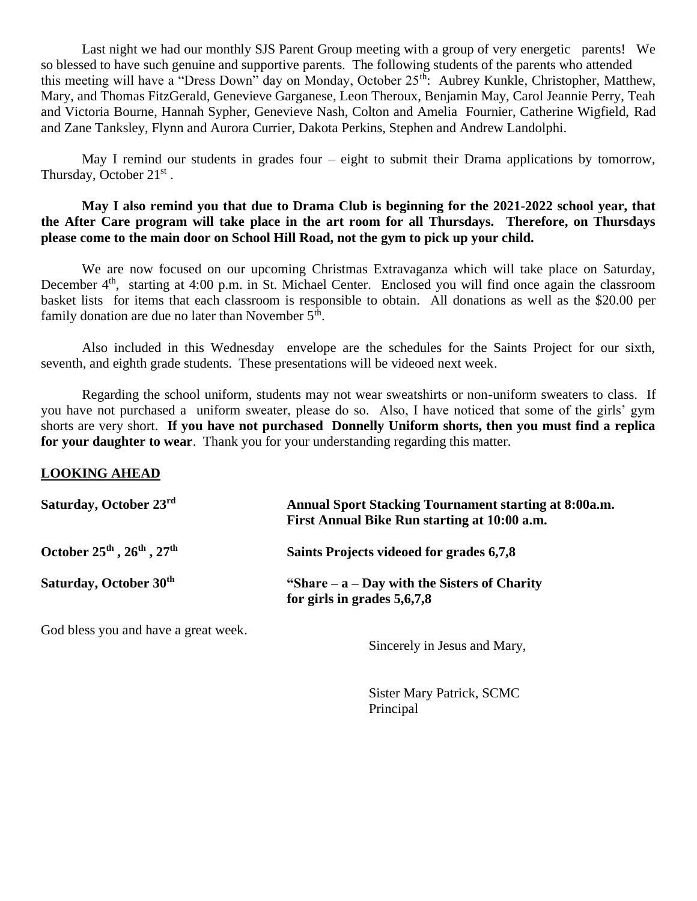Last night we had our monthly SJS Parent Group meeting with a group of very energetic parents! We so blessed to have such genuine and supportive parents. The following students of the parents who attended this meeting will have a "Dress Down" day on Monday, October 25th: Aubrey Kunkle, Christopher, Matthew, Mary, and Thomas FitzGerald, Genevieve Garganese, Leon Theroux, Benjamin May, Carol Jeannie Perry, Teah and Victoria Bourne, Hannah Sypher, Genevieve Nash, Colton and Amelia Fournier, Catherine Wigfield, Rad and Zane Tanksley, Flynn and Aurora Currier, Dakota Perkins, Stephen and Andrew Landolphi.

May I remind our students in grades four – eight to submit their Drama applications by tomorrow, Thursday, October 21st .

**May I also remind you that due to Drama Club is beginning for the 2021-2022 school year, that the After Care program will take place in the art room for all Thursdays. Therefore, on Thursdays please come to the main door on School Hill Road, not the gym to pick up your child.**

We are now focused on our upcoming Christmas Extravaganza which will take place on Saturday, December 4th, starting at 4:00 p.m. in St. Michael Center. Enclosed you will find once again the classroom basket lists for items that each classroom is responsible to obtain. All donations as well as the $20.00 per family donation are due no later than November 5th.

Also included in this Wednesday envelope are the schedules for the Saints Project for our sixth, seventh, and eighth grade students. These presentations will be videoed next week.

Regarding the school uniform, students may not wear sweatshirts or non-uniform sweaters to class. If you have not purchased a uniform sweater, please do so. Also, I have noticed that some of the girls' gym shorts are very short. **If you have not purchased Donnelly Uniform shorts, then you must find a replica for your daughter to wear**. Thank you for your understanding regarding this matter.

**LOOKING AHEAD**

| | |
|---|---|
| **Saturday, October 23rd** | **Annual Sport Stacking Tournament starting at 8:00a.m.**<br>**First Annual Bike Run starting at 10:00 a.m.** |
| **October 25th , 26th , 27th** | **Saints Projects videoed for grades 6,7,8** |
| **Saturday, October 30th** | **"Share – a – Day with the Sisters of Charity for girls in grades 5,6,7,8** |

God bless you and have a great week.

Sincerely in Jesus and Mary,

Sister Mary Patrick, SCMC
Principal